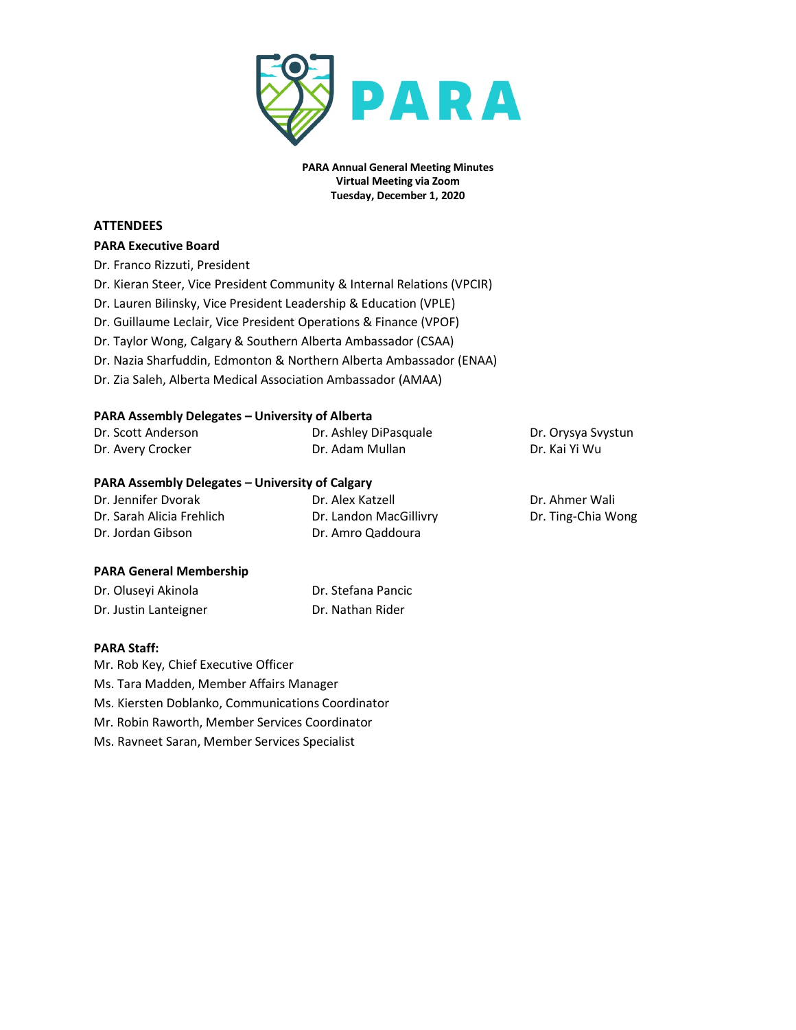# PARA

**PARA Annual General Meeting Minutes**
**Virtual Meeting via Zoom**
**Tuesday, December 1, 2020**

## ATTENDEES

### PARA Executive Board

Dr. Franco Rizzuti, President
Dr. Kieran Steer, Vice President Community & Internal Relations (VPCIR)
Dr. Lauren Bilinsky, Vice President Leadership & Education (VPLE)
Dr. Guillaume Leclair, Vice President Operations & Finance (VPOF)
Dr. Taylor Wong, Calgary & Southern Alberta Ambassador (CSAA)
Dr. Nazia Sharfuddin, Edmonton & Northern Alberta Ambassador (ENAA)
Dr. Zia Saleh, Alberta Medical Association Ambassador (AMAA)

### PARA Assembly Delegates – University of Alberta

Dr. Scott Anderson
Dr. Avery Crocker
Dr. Ashley DiPasquale
Dr. Adam Mullan
Dr. Orysya Svystun
Dr. Kai Yi Wu

### PARA Assembly Delegates – University of Calgary

Dr. Jennifer Dvorak
Dr. Sarah Alicia Frehlich
Dr. Jordan Gibson
Dr. Alex Katzell
Dr. Landon MacGillivry
Dr. Amro Qaddoura
Dr. Ahmer Wali
Dr. Ting-Chia Wong

### PARA General Membership

Dr. Oluseyi Akinola
Dr. Justin Lanteigner
Dr. Stefana Pancic
Dr. Nathan Rider

### PARA Staff:

Mr. Rob Key, Chief Executive Officer
Ms. Tara Madden, Member Affairs Manager
Ms. Kiersten Doblanko, Communications Coordinator
Mr. Robin Raworth, Member Services Coordinator
Ms. Ravneet Saran, Member Services Specialist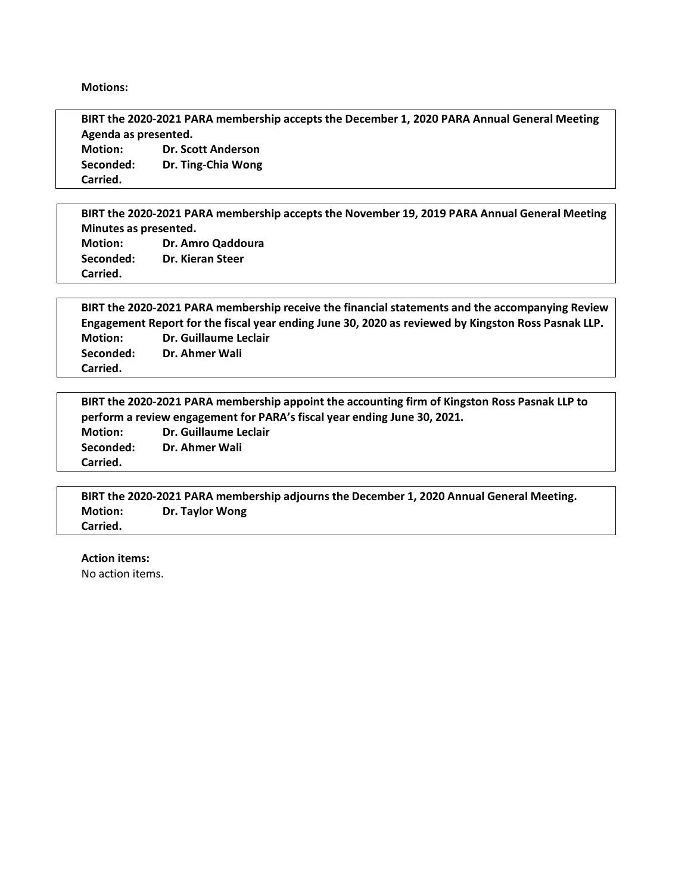**Motions:**

**BIRT the 2020-2021 PARA membership accepts the December 1, 2020 PARA Annual General Meeting Agenda as presented.**
**Motion:** **Dr. Scott Anderson**
**Seconded:** **Dr. Ting-Chia Wong**
**Carried.**

**BIRT the 2020-2021 PARA membership accepts the November 19, 2019 PARA Annual General Meeting Minutes as presented.**
**Motion:** **Dr. Amro Qaddoura**
**Seconded:** **Dr. Kieran Steer**
**Carried.**

**BIRT the 2020-2021 PARA membership receive the financial statements and the accompanying Review Engagement Report for the fiscal year ending June 30, 2020 as reviewed by Kingston Ross Pasnak LLP.**
**Motion:** **Dr. Guillaume Leclair**
**Seconded:** **Dr. Ahmer Wali**
**Carried.**

**BIRT the 2020-2021 PARA membership appoint the accounting firm of Kingston Ross Pasnak LLP to perform a review engagement for PARA's fiscal year ending June 30, 2021.**
**Motion:** **Dr. Guillaume Leclair**
**Seconded:** **Dr. Ahmer Wali**
**Carried.**

**BIRT the 2020-2021 PARA membership adjourns the December 1, 2020 Annual General Meeting.**
**Motion:** **Dr. Taylor Wong**
**Carried.**

**Action items:**

No action items.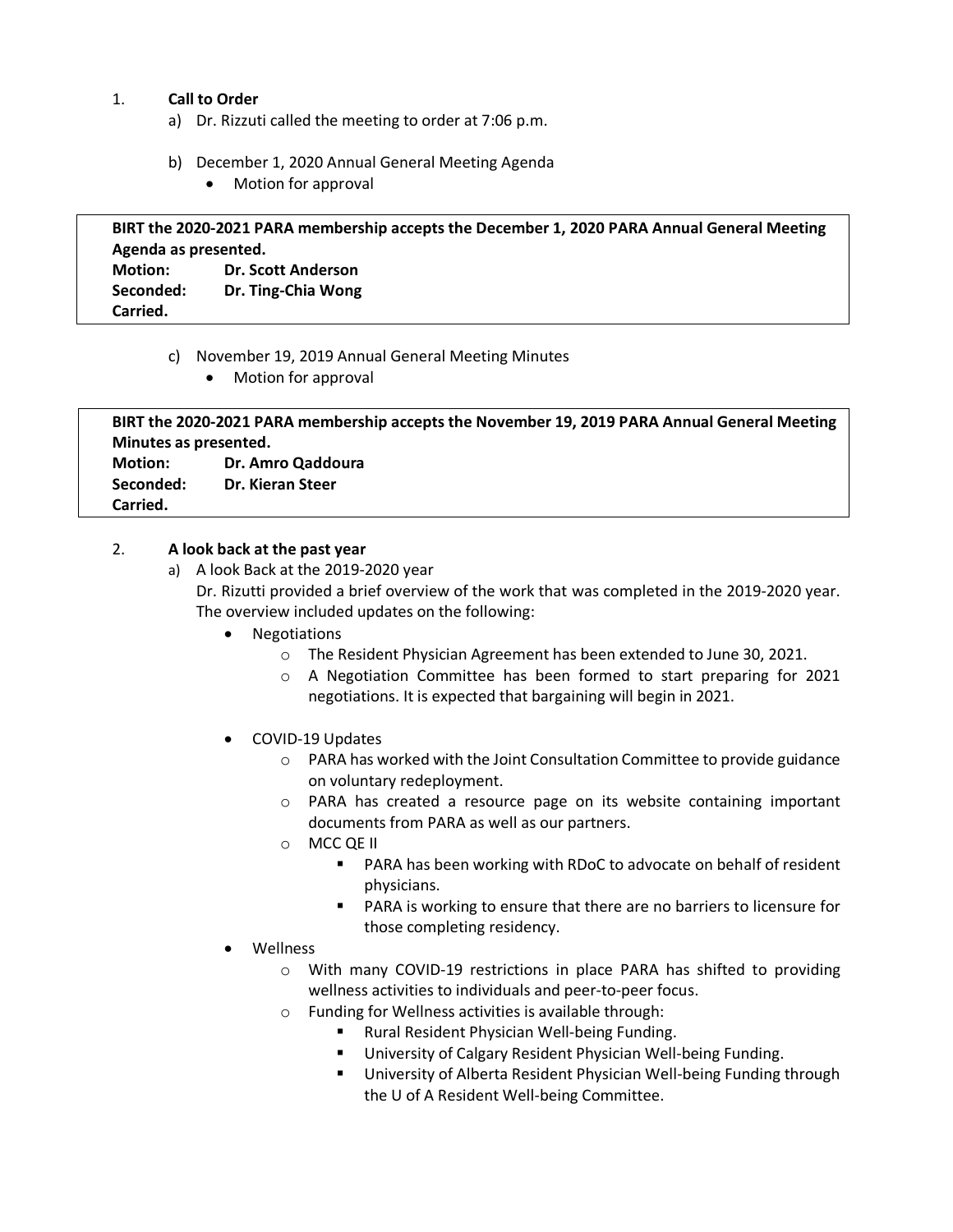1. **Call to Order**
   a) Dr. Rizzuti called the meeting to order at 7:06 p.m.

   b) December 1, 2020 Annual General Meeting Agenda
      - Motion for approval

**BIRT the 2020-2021 PARA membership accepts the December 1, 2020 PARA Annual General Meeting Agenda as presented.**
**Motion: Dr. Scott Anderson**
**Seconded: Dr. Ting-Chia Wong**
**Carried.**

   c) November 19, 2019 Annual General Meeting Minutes
      - Motion for approval

**BIRT the 2020-2021 PARA membership accepts the November 19, 2019 PARA Annual General Meeting Minutes as presented.**
**Motion: Dr. Amro Qaddoura**
**Seconded: Dr. Kieran Steer**
**Carried.**

2. **A look back at the past year**
   a) A look Back at the 2019-2020 year
      Dr. Rizutti provided a brief overview of the work that was completed in the 2019-2020 year. The overview included updates on the following:
      - Negotiations
        - The Resident Physician Agreement has been extended to June 30, 2021.
        - A Negotiation Committee has been formed to start preparing for 2021 negotiations. It is expected that bargaining will begin in 2021.
      - COVID-19 Updates
        - PARA has worked with the Joint Consultation Committee to provide guidance on voluntary redeployment.
        - PARA has created a resource page on its website containing important documents from PARA as well as our partners.
        - MCC QE II
          - PARA has been working with RDoC to advocate on behalf of resident physicians.
          - PARA is working to ensure that there are no barriers to licensure for those completing residency.
      - Wellness
        - With many COVID-19 restrictions in place PARA has shifted to providing wellness activities to individuals and peer-to-peer focus.
        - Funding for Wellness activities is available through:
          - Rural Resident Physician Well-being Funding.
          - University of Calgary Resident Physician Well-being Funding.
          - University of Alberta Resident Physician Well-being Funding through the U of A Resident Well-being Committee.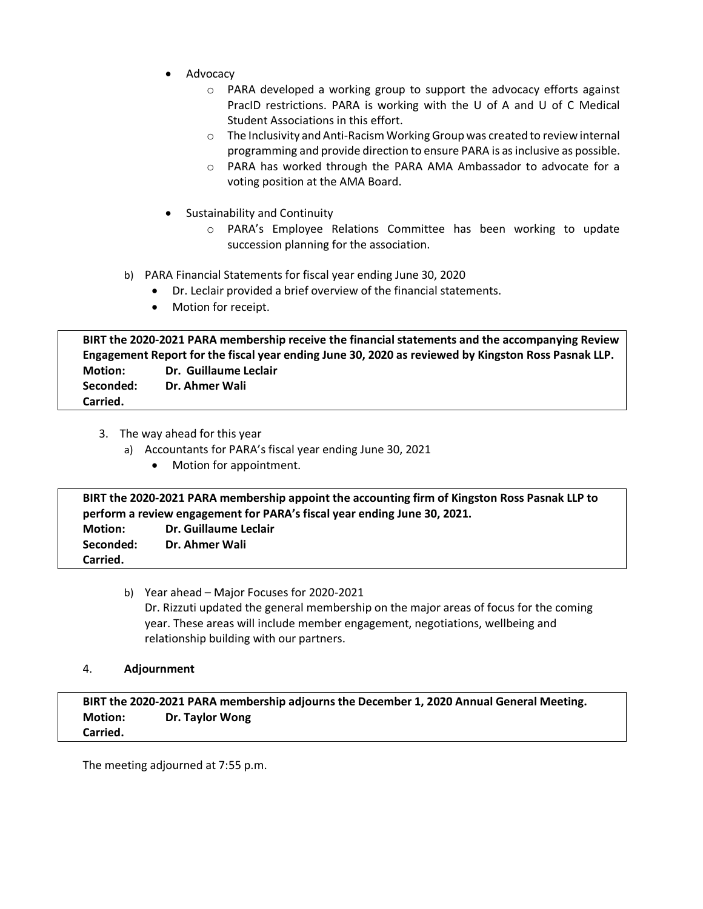- Advocacy
    - PARA developed a working group to support the advocacy efforts against PracID restrictions. PARA is working with the U of A and U of C Medical Student Associations in this effort.
    - The Inclusivity and Anti-Racism Working Group was created to review internal programming and provide direction to ensure PARA is as inclusive as possible.
    - PARA has worked through the PARA AMA Ambassador to advocate for a voting position at the AMA Board.

- Sustainability and Continuity
    - PARA's Employee Relations Committee has been working to update succession planning for the association.

b) PARA Financial Statements for fiscal year ending June 30, 2020
- Dr. Leclair provided a brief overview of the financial statements.
- Motion for receipt.

**BIRT the 2020-2021 PARA membership receive the financial statements and the accompanying Review Engagement Report for the fiscal year ending June 30, 2020 as reviewed by Kingston Ross Pasnak LLP.**
**Motion:** **Dr. Guillaume Leclair**
**Seconded:** **Dr. Ahmer Wali**
**Carried.**

3. The way ahead for this year

a) Accountants for PARA's fiscal year ending June 30, 2021
- Motion for appointment.

**BIRT the 2020-2021 PARA membership appoint the accounting firm of Kingston Ross Pasnak LLP to perform a review engagement for PARA's fiscal year ending June 30, 2021.**
**Motion:** **Dr. Guillaume Leclair**
**Seconded:** **Dr. Ahmer Wali**
**Carried.**

b) Year ahead – Major Focuses for 2020-2021
Dr. Rizzuti updated the general membership on the major areas of focus for the coming year. These areas will include member engagement, negotiations, wellbeing and relationship building with our partners.

4. **Adjournment**

**BIRT the 2020-2021 PARA membership adjourns the December 1, 2020 Annual General Meeting.**
**Motion:** **Dr. Taylor Wong**
**Carried.**

The meeting adjourned at 7:55 p.m.